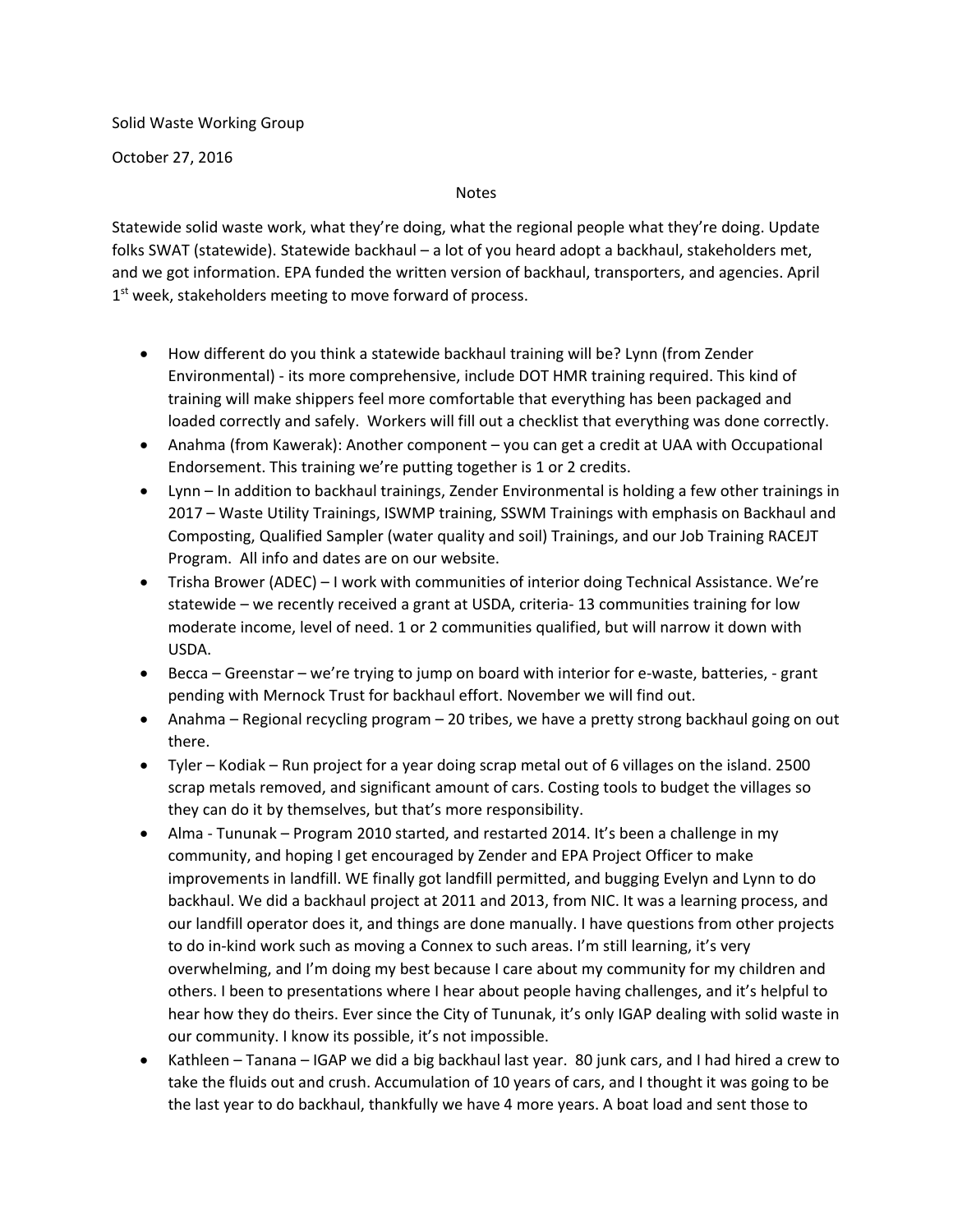Solid Waste Working Group

October 27, 2016

Notes

Statewide solid waste work, what they're doing, what the regional people what they're doing. Update folks SWAT (statewide). Statewide backhaul – a lot of you heard adopt a backhaul, stakeholders met, and we got information. EPA funded the written version of backhaul, transporters, and agencies. April 1st week, stakeholders meeting to move forward of process.

- How different do you think a statewide backhaul training will be? Lynn (from Zender Environmental) - its more comprehensive, include DOT HMR training required. This kind of training will make shippers feel more comfortable that everything has been packaged and loaded correctly and safely. Workers will fill out a checklist that everything was done correctly.
- Anahma (from Kawerak): Another component – you can get a credit at UAA with Occupational Endorsement. This training we're putting together is 1 or 2 credits.
- Lynn – In addition to backhaul trainings, Zender Environmental is holding a few other trainings in 2017 – Waste Utility Trainings, ISWMP training, SSWM Trainings with emphasis on Backhaul and Composting, Qualified Sampler (water quality and soil) Trainings, and our Job Training RACEJT Program. All info and dates are on our website.
- Trisha Brower (ADEC) – I work with communities of interior doing Technical Assistance. We're statewide – we recently received a grant at USDA, criteria- 13 communities training for low moderate income, level of need. 1 or 2 communities qualified, but will narrow it down with USDA.
- Becca – Greenstar – we're trying to jump on board with interior for e-waste, batteries, - grant pending with Mernock Trust for backhaul effort. November we will find out.
- Anahma – Regional recycling program – 20 tribes, we have a pretty strong backhaul going on out there.
- Tyler – Kodiak – Run project for a year doing scrap metal out of 6 villages on the island. 2500 scrap metals removed, and significant amount of cars. Costing tools to budget the villages so they can do it by themselves, but that's more responsibility.
- Alma - Tununak – Program 2010 started, and restarted 2014. It's been a challenge in my community, and hoping I get encouraged by Zender and EPA Project Officer to make improvements in landfill. WE finally got landfill permitted, and bugging Evelyn and Lynn to do backhaul. We did a backhaul project at 2011 and 2013, from NIC. It was a learning process, and our landfill operator does it, and things are done manually. I have questions from other projects to do in-kind work such as moving a Connex to such areas. I'm still learning, it's very overwhelming, and I'm doing my best because I care about my community for my children and others. I been to presentations where I hear about people having challenges, and it's helpful to hear how they do theirs. Ever since the City of Tununak, it's only IGAP dealing with solid waste in our community. I know its possible, it's not impossible.
- Kathleen – Tanana – IGAP we did a big backhaul last year. 80 junk cars, and I had hired a crew to take the fluids out and crush. Accumulation of 10 years of cars, and I thought it was going to be the last year to do backhaul, thankfully we have 4 more years. A boat load and sent those to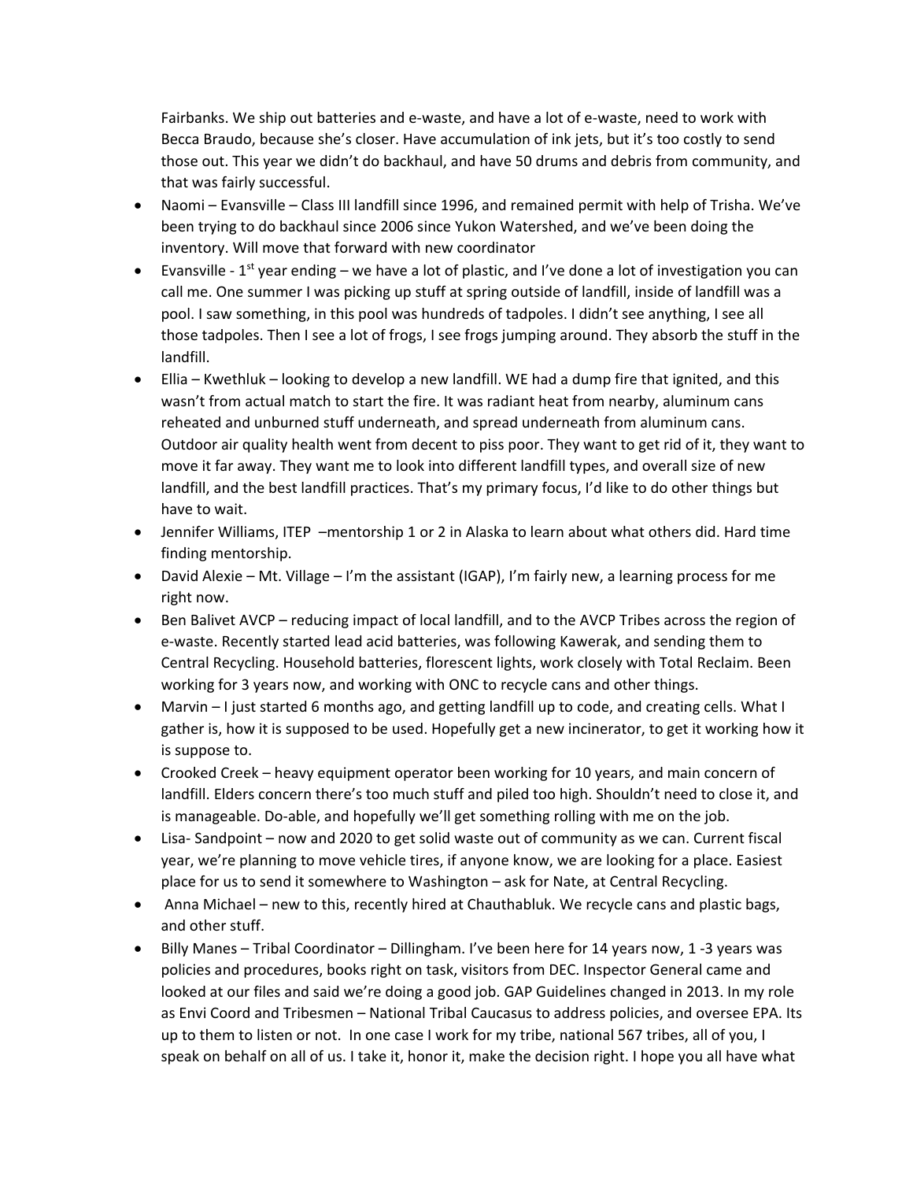Fairbanks. We ship out batteries and e-waste, and have a lot of e-waste, need to work with Becca Braudo, because she's closer. Have accumulation of ink jets, but it's too costly to send those out. This year we didn't do backhaul, and have 50 drums and debris from community, and that was fairly successful.

- Naomi – Evansville – Class III landfill since 1996, and remained permit with help of Trisha. We've been trying to do backhaul since 2006 since Yukon Watershed, and we've been doing the inventory. Will move that forward with new coordinator
- Evansville - 1st year ending – we have a lot of plastic, and I've done a lot of investigation you can call me. One summer I was picking up stuff at spring outside of landfill, inside of landfill was a pool. I saw something, in this pool was hundreds of tadpoles. I didn't see anything, I see all those tadpoles. Then I see a lot of frogs, I see frogs jumping around. They absorb the stuff in the landfill.
- Ellia – Kwethluk – looking to develop a new landfill. WE had a dump fire that ignited, and this wasn't from actual match to start the fire. It was radiant heat from nearby, aluminum cans reheated and unburned stuff underneath, and spread underneath from aluminum cans. Outdoor air quality health went from decent to piss poor. They want to get rid of it, they want to move it far away. They want me to look into different landfill types, and overall size of new landfill, and the best landfill practices. That's my primary focus, I'd like to do other things but have to wait.
- Jennifer Williams, ITEP –mentorship 1 or 2 in Alaska to learn about what others did. Hard time finding mentorship.
- David Alexie – Mt. Village – I'm the assistant (IGAP), I'm fairly new, a learning process for me right now.
- Ben Balivet AVCP – reducing impact of local landfill, and to the AVCP Tribes across the region of e-waste. Recently started lead acid batteries, was following Kawerak, and sending them to Central Recycling. Household batteries, florescent lights, work closely with Total Reclaim. Been working for 3 years now, and working with ONC to recycle cans and other things.
- Marvin – I just started 6 months ago, and getting landfill up to code, and creating cells. What I gather is, how it is supposed to be used. Hopefully get a new incinerator, to get it working how it is suppose to.
- Crooked Creek – heavy equipment operator been working for 10 years, and main concern of landfill. Elders concern there's too much stuff and piled too high. Shouldn't need to close it, and is manageable. Do-able, and hopefully we'll get something rolling with me on the job.
- Lisa- Sandpoint – now and 2020 to get solid waste out of community as we can. Current fiscal year, we're planning to move vehicle tires, if anyone know, we are looking for a place. Easiest place for us to send it somewhere to Washington – ask for Nate, at Central Recycling.
- Anna Michael – new to this, recently hired at Chauthabluk. We recycle cans and plastic bags, and other stuff.
- Billy Manes – Tribal Coordinator – Dillingham. I've been here for 14 years now, 1 -3 years was policies and procedures, books right on task, visitors from DEC. Inspector General came and looked at our files and said we're doing a good job. GAP Guidelines changed in 2013. In my role as Envi Coord and Tribesmen – National Tribal Caucasus to address policies, and oversee EPA. Its up to them to listen or not. In one case I work for my tribe, national 567 tribes, all of you, I speak on behalf on all of us. I take it, honor it, make the decision right. I hope you all have what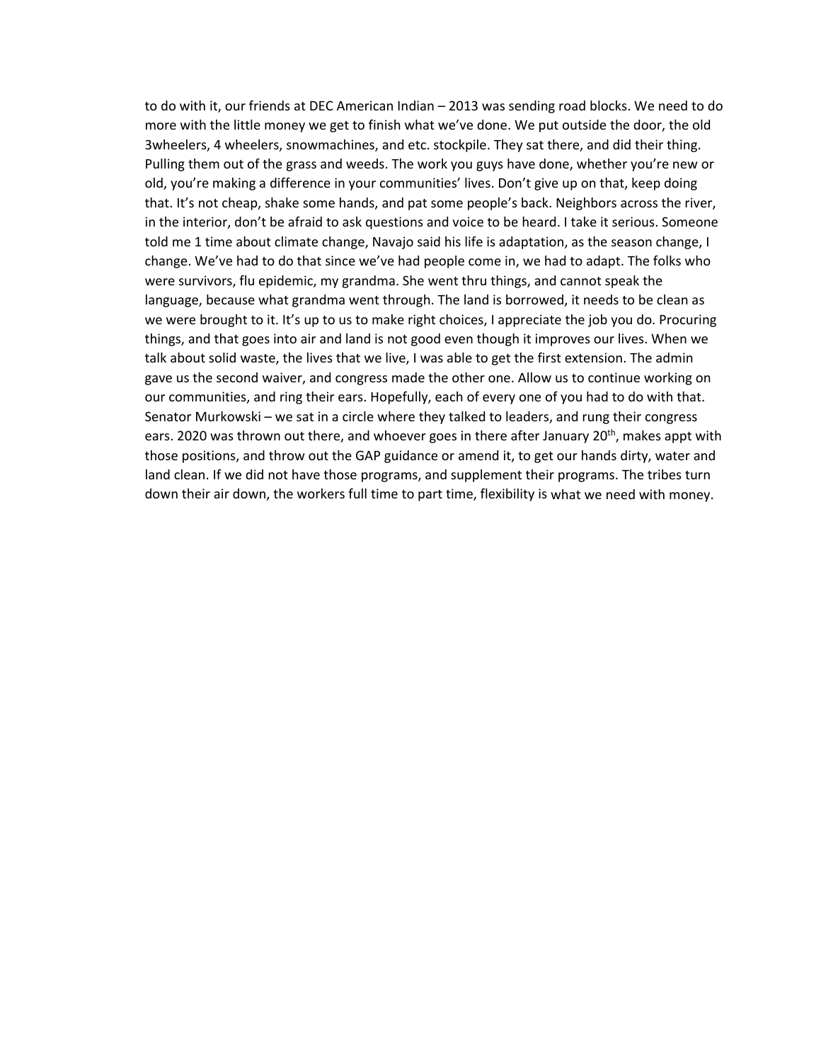to do with it, our friends at DEC American Indian – 2013 was sending road blocks. We need to do more with the little money we get to finish what we've done. We put outside the door, the old 3wheelers, 4 wheelers, snowmachines, and etc. stockpile. They sat there, and did their thing. Pulling them out of the grass and weeds. The work you guys have done, whether you're new or old, you're making a difference in your communities' lives. Don't give up on that, keep doing that. It's not cheap, shake some hands, and pat some people's back. Neighbors across the river, in the interior, don't be afraid to ask questions and voice to be heard. I take it serious. Someone told me 1 time about climate change, Navajo said his life is adaptation, as the season change, I change. We've had to do that since we've had people come in, we had to adapt. The folks who were survivors, flu epidemic, my grandma. She went thru things, and cannot speak the language, because what grandma went through. The land is borrowed, it needs to be clean as we were brought to it. It's up to us to make right choices, I appreciate the job you do. Procuring things, and that goes into air and land is not good even though it improves our lives. When we talk about solid waste, the lives that we live, I was able to get the first extension. The admin gave us the second waiver, and congress made the other one. Allow us to continue working on our communities, and ring their ears. Hopefully, each of every one of you had to do with that. Senator Murkowski – we sat in a circle where they talked to leaders, and rung their congress ears. 2020 was thrown out there, and whoever goes in there after January 20th, makes appt with those positions, and throw out the GAP guidance or amend it, to get our hands dirty, water and land clean. If we did not have those programs, and supplement their programs. The tribes turn down their air down, the workers full time to part time, flexibility is what we need with money.